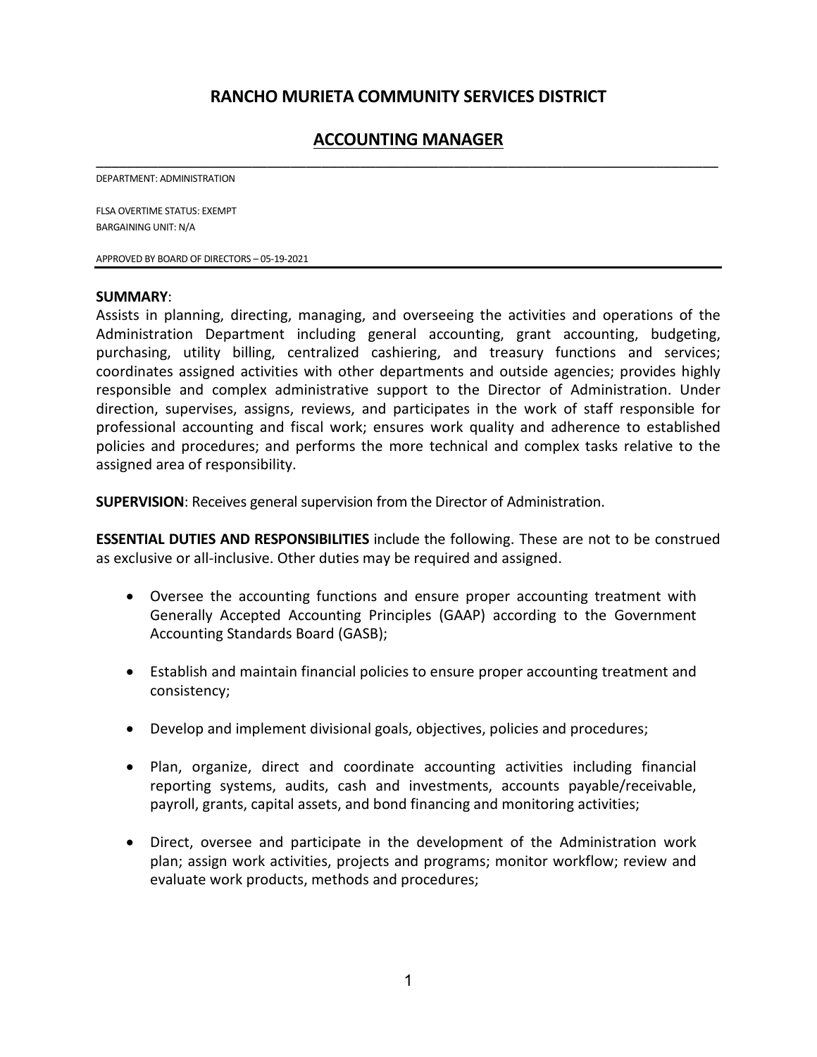# RANCHO MURIETA COMMUNITY SERVICES DISTRICT

## ACCOUNTING MANAGER

DEPARTMENT: ADMINISTRATION

FLSA OVERTIME STATUS: EXEMPT
BARGAINING UNIT: N/A

APPROVED BY BOARD OF DIRECTORS – 05-19-2021

**SUMMARY**:
Assists in planning, directing, managing, and overseeing the activities and operations of the Administration Department including general accounting, grant accounting, budgeting, purchasing, utility billing, centralized cashiering, and treasury functions and services; coordinates assigned activities with other departments and outside agencies; provides highly responsible and complex administrative support to the Director of Administration. Under direction, supervises, assigns, reviews, and participates in the work of staff responsible for professional accounting and fiscal work; ensures work quality and adherence to established policies and procedures; and performs the more technical and complex tasks relative to the assigned area of responsibility.

**SUPERVISION**: Receives general supervision from the Director of Administration.

**ESSENTIAL DUTIES AND RESPONSIBILITIES** include the following. These are not to be construed as exclusive or all-inclusive. Other duties may be required and assigned.

- Oversee the accounting functions and ensure proper accounting treatment with Generally Accepted Accounting Principles (GAAP) according to the Government Accounting Standards Board (GASB);
- Establish and maintain financial policies to ensure proper accounting treatment and consistency;
- Develop and implement divisional goals, objectives, policies and procedures;
- Plan, organize, direct and coordinate accounting activities including financial reporting systems, audits, cash and investments, accounts payable/receivable, payroll, grants, capital assets, and bond financing and monitoring activities;
- Direct, oversee and participate in the development of the Administration work plan; assign work activities, projects and programs; monitor workflow; review and evaluate work products, methods and procedures;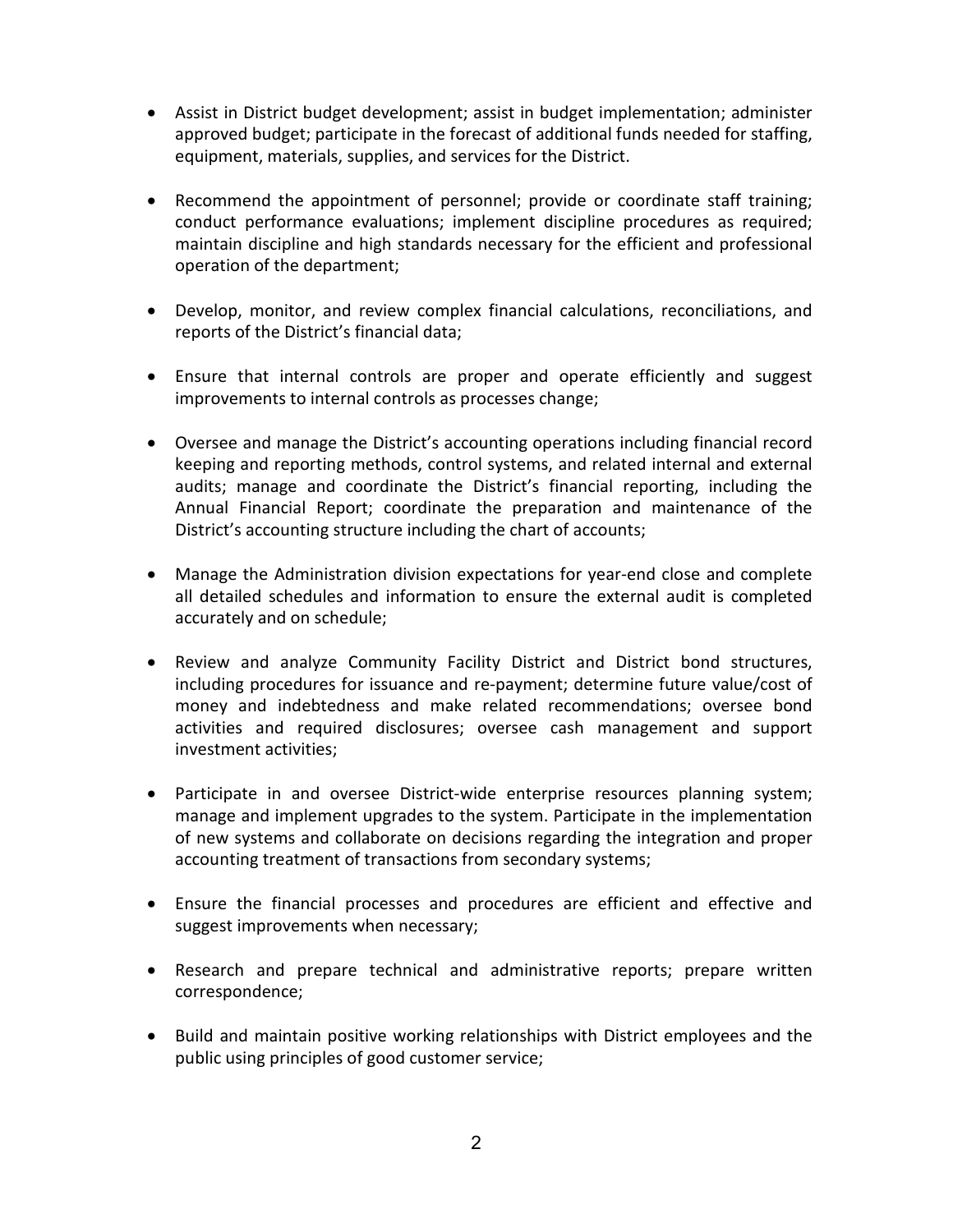- Assist in District budget development; assist in budget implementation; administer approved budget; participate in the forecast of additional funds needed for staffing, equipment, materials, supplies, and services for the District.

- Recommend the appointment of personnel; provide or coordinate staff training; conduct performance evaluations; implement discipline procedures as required; maintain discipline and high standards necessary for the efficient and professional operation of the department;

- Develop, monitor, and review complex financial calculations, reconciliations, and reports of the District's financial data;

- Ensure that internal controls are proper and operate efficiently and suggest improvements to internal controls as processes change;

- Oversee and manage the District's accounting operations including financial record keeping and reporting methods, control systems, and related internal and external audits; manage and coordinate the District's financial reporting, including the Annual Financial Report; coordinate the preparation and maintenance of the District's accounting structure including the chart of accounts;

- Manage the Administration division expectations for year-end close and complete all detailed schedules and information to ensure the external audit is completed accurately and on schedule;

- Review and analyze Community Facility District and District bond structures, including procedures for issuance and re-payment; determine future value/cost of money and indebtedness and make related recommendations; oversee bond activities and required disclosures; oversee cash management and support investment activities;

- Participate in and oversee District-wide enterprise resources planning system; manage and implement upgrades to the system. Participate in the implementation of new systems and collaborate on decisions regarding the integration and proper accounting treatment of transactions from secondary systems;

- Ensure the financial processes and procedures are efficient and effective and suggest improvements when necessary;

- Research and prepare technical and administrative reports; prepare written correspondence;

- Build and maintain positive working relationships with District employees and the public using principles of good customer service;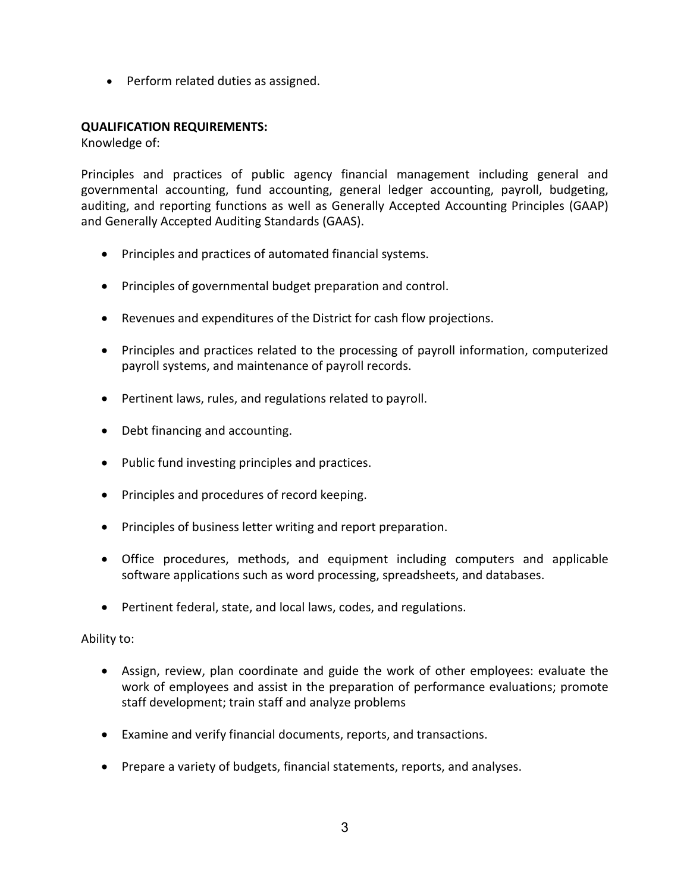- Perform related duties as assigned.

**QUALIFICATION REQUIREMENTS:**

Knowledge of:

Principles and practices of public agency financial management including general and governmental accounting, fund accounting, general ledger accounting, payroll, budgeting, auditing, and reporting functions as well as Generally Accepted Accounting Principles (GAAP) and Generally Accepted Auditing Standards (GAAS).

- Principles and practices of automated financial systems.
- Principles of governmental budget preparation and control.
- Revenues and expenditures of the District for cash flow projections.
- Principles and practices related to the processing of payroll information, computerized payroll systems, and maintenance of payroll records.
- Pertinent laws, rules, and regulations related to payroll.
- Debt financing and accounting.
- Public fund investing principles and practices.
- Principles and procedures of record keeping.
- Principles of business letter writing and report preparation.
- Office procedures, methods, and equipment including computers and applicable software applications such as word processing, spreadsheets, and databases.
- Pertinent federal, state, and local laws, codes, and regulations.

Ability to:

- Assign, review, plan coordinate and guide the work of other employees: evaluate the work of employees and assist in the preparation of performance evaluations; promote staff development; train staff and analyze problems
- Examine and verify financial documents, reports, and transactions.
- Prepare a variety of budgets, financial statements, reports, and analyses.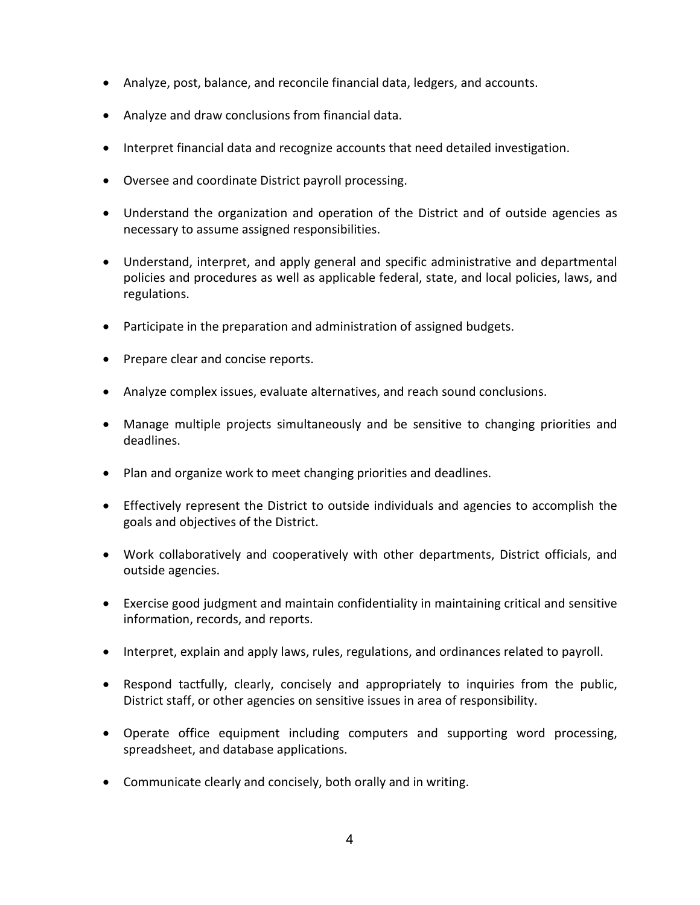- Analyze, post, balance, and reconcile financial data, ledgers, and accounts.
- Analyze and draw conclusions from financial data.
- Interpret financial data and recognize accounts that need detailed investigation.
- Oversee and coordinate District payroll processing.
- Understand the organization and operation of the District and of outside agencies as necessary to assume assigned responsibilities.
- Understand, interpret, and apply general and specific administrative and departmental policies and procedures as well as applicable federal, state, and local policies, laws, and regulations.
- Participate in the preparation and administration of assigned budgets.
- Prepare clear and concise reports.
- Analyze complex issues, evaluate alternatives, and reach sound conclusions.
- Manage multiple projects simultaneously and be sensitive to changing priorities and deadlines.
- Plan and organize work to meet changing priorities and deadlines.
- Effectively represent the District to outside individuals and agencies to accomplish the goals and objectives of the District.
- Work collaboratively and cooperatively with other departments, District officials, and outside agencies.
- Exercise good judgment and maintain confidentiality in maintaining critical and sensitive information, records, and reports.
- Interpret, explain and apply laws, rules, regulations, and ordinances related to payroll.
- Respond tactfully, clearly, concisely and appropriately to inquiries from the public, District staff, or other agencies on sensitive issues in area of responsibility.
- Operate office equipment including computers and supporting word processing, spreadsheet, and database applications.
- Communicate clearly and concisely, both orally and in writing.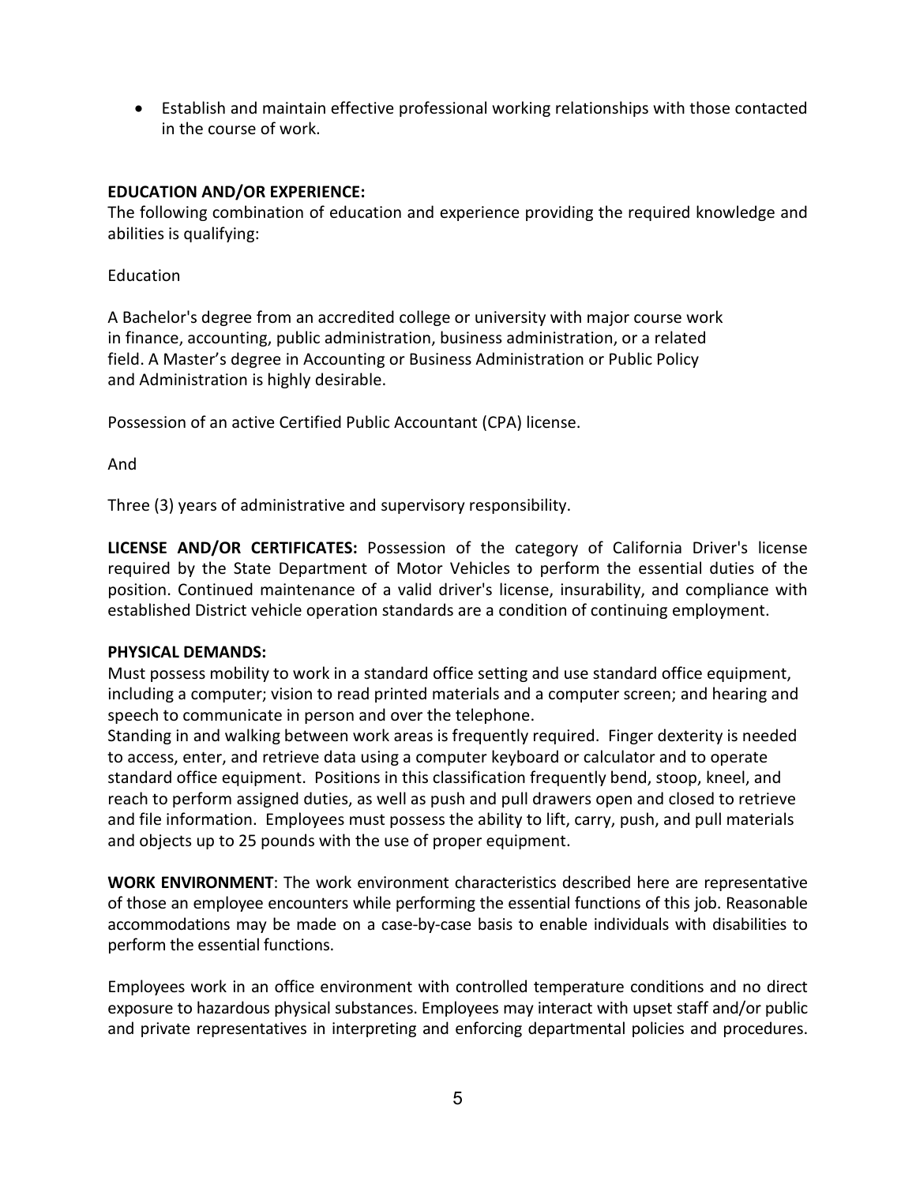- Establish and maintain effective professional working relationships with those contacted in the course of work.

**EDUCATION AND/OR EXPERIENCE:**
The following combination of education and experience providing the required knowledge and abilities is qualifying:

Education

A Bachelor's degree from an accredited college or university with major course work in finance, accounting, public administration, business administration, or a related field. A Master's degree in Accounting or Business Administration or Public Policy and Administration is highly desirable.

Possession of an active Certified Public Accountant (CPA) license.

And

Three (3) years of administrative and supervisory responsibility.

**LICENSE AND/OR CERTIFICATES:** Possession of the category of California Driver's license required by the State Department of Motor Vehicles to perform the essential duties of the position. Continued maintenance of a valid driver's license, insurability, and compliance with established District vehicle operation standards are a condition of continuing employment.

**PHYSICAL DEMANDS:**
Must possess mobility to work in a standard office setting and use standard office equipment, including a computer; vision to read printed materials and a computer screen; and hearing and speech to communicate in person and over the telephone.
Standing in and walking between work areas is frequently required. Finger dexterity is needed to access, enter, and retrieve data using a computer keyboard or calculator and to operate standard office equipment. Positions in this classification frequently bend, stoop, kneel, and reach to perform assigned duties, as well as push and pull drawers open and closed to retrieve and file information. Employees must possess the ability to lift, carry, push, and pull materials and objects up to 25 pounds with the use of proper equipment.

**WORK ENVIRONMENT**: The work environment characteristics described here are representative of those an employee encounters while performing the essential functions of this job. Reasonable accommodations may be made on a case-by-case basis to enable individuals with disabilities to perform the essential functions.

Employees work in an office environment with controlled temperature conditions and no direct exposure to hazardous physical substances. Employees may interact with upset staff and/or public and private representatives in interpreting and enforcing departmental policies and procedures.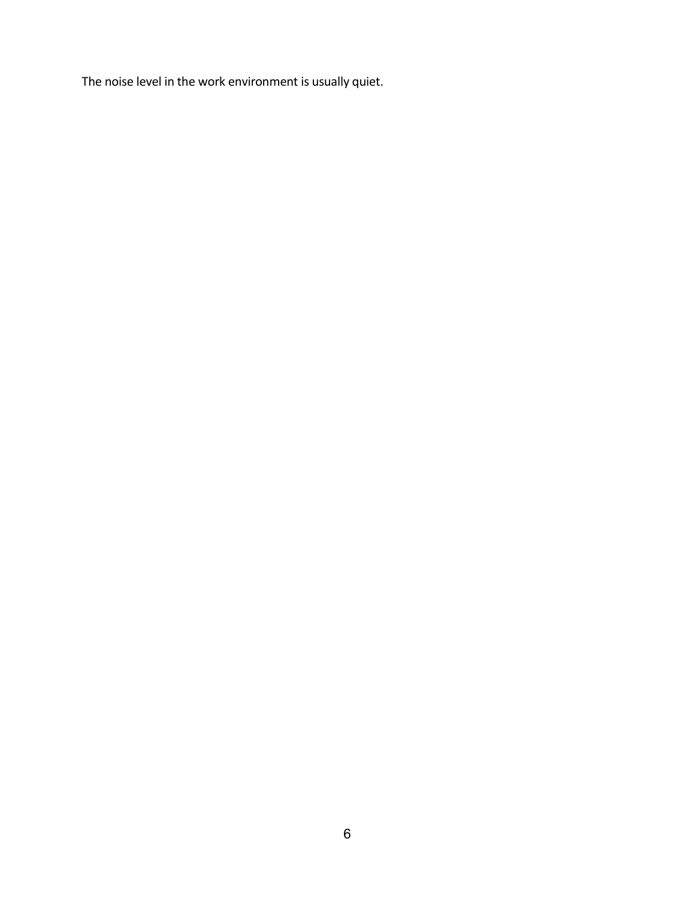The noise level in the work environment is usually quiet.